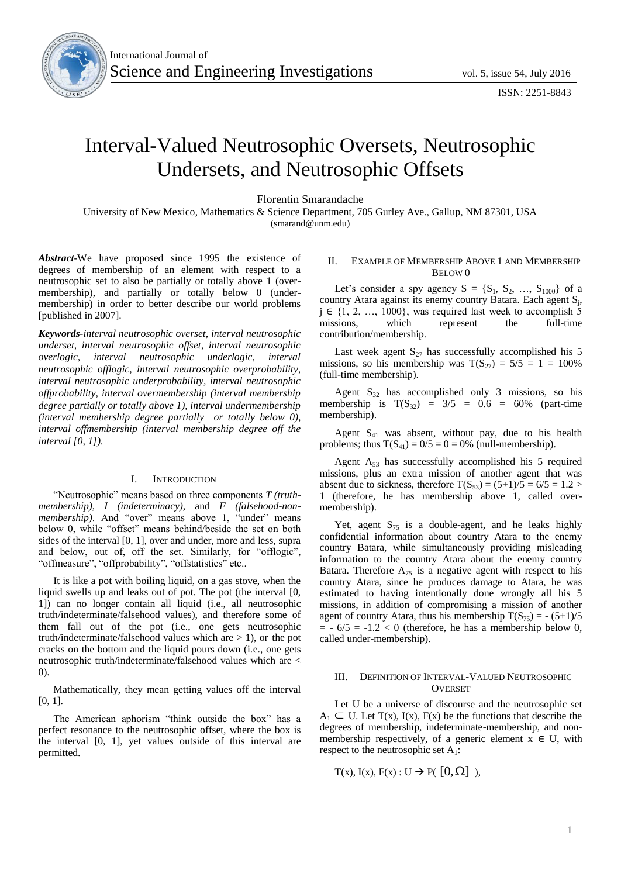# Interval-Valued Neutrosophic Oversets, Neutrosophic Undersets, and Neutrosophic Offsets

Florentin Smarandache

University of New Mexico, Mathematics & Science Department, 705 Gurley Ave., Gallup, NM 87301, USA

(smarand@unm.edu)

***Abstract*-**We have proposed since 1995 the existence of degrees of membership of an element with respect to a neutrosophic set to also be partially or totally above 1 (over-membership), and partially or totally below 0 (under-membership) in order to better describe our world problems [published in 2007].

***Keywords-****interval neutrosophic overset, interval neutrosophic underset, interval neutrosophic offset, interval neutrosophic overlogic, interval neutrosophic underlogic, interval neutrosophic offlogic, interval neutrosophic overprobability, interval neutrosophic underprobability, interval neutrosophic offprobability, interval overmembership (interval membership degree partially or totally above 1), interval undermembership (interval membership degree partially or totally below 0), interval offmembership (interval membership degree off the interval [0, 1]).*

## I. Introduction

"Neutrosophic" means based on three components *T (truth-membership)*, *I (indeterminacy)*, and *F (falsehood-non-membership)*. And "over" means above 1, "under" means below 0, while "offset" means behind/beside the set on both sides of the interval [0, 1], over and under, more and less, supra and below, out of, off the set. Similarly, for "offlogic", "offmeasure", "offprobability", "offstatistics" etc..

It is like a pot with boiling liquid, on a gas stove, when the liquid swells up and leaks out of pot. The pot (the interval [0, 1]) can no longer contain all liquid (i.e., all neutrosophic truth/indeterminate/falsehood values), and therefore some of them fall out of the pot (i.e., one gets neutrosophic truth/indeterminate/falsehood values which are > 1), or the pot cracks on the bottom and the liquid pours down (i.e., one gets neutrosophic truth/indeterminate/falsehood values which are < 0).

Mathematically, they mean getting values off the interval [0, 1].

The American aphorism "think outside the box" has a perfect resonance to the neutrosophic offset, where the box is the interval [0, 1], yet values outside of this interval are permitted.

## II. Example of Membership Above 1 and Membership Below 0

Let's consider a spy agency $S = \{S_1, S_2, \ldots, S_{1000}\}$ of a country Atara against its enemy country Batara. Each agent $S_j$, $j \in \{1, 2, \ldots, 1000\}$, was required last week to accomplish 5 missions, which represent the full-time contribution/membership.

Last week agent $S_{27}$ has successfully accomplished his 5 missions, so his membership was $T(S_{27}) = 5/5 = 1 = 100\%$ (full-time membership).

Agent $S_{32}$ has accomplished only 3 missions, so his membership is $T(S_{32}) = 3/5 = 0.6 = 60\%$ (part-time membership).

Agent $S_{41}$ was absent, without pay, due to his health problems; thus $T(S_{41}) = 0/5 = 0 = 0\%$ (null-membership).

Agent $A_{53}$ has successfully accomplished his 5 required missions, plus an extra mission of another agent that was absent due to sickness, therefore $T(S_{53}) = (5+1)/5 = 6/5 = 1.2 > 1$ (therefore, he has membership above 1, called over-membership).

Yet, agent $S_{75}$ is a double-agent, and he leaks highly confidential information about country Atara to the enemy country Batara, while simultaneously providing misleading information to the country Atara about the enemy country Batara. Therefore $A_{75}$ is a negative agent with respect to his country Atara, since he produces damage to Atara, he was estimated to having intentionally done wrongly all his 5 missions, in addition of compromising a mission of another agent of country Atara, thus his membership $T(S_{75}) = -(5+1)/5 = -6/5 = -1.2 < 0$ (therefore, he has a membership below 0, called under-membership).

## III. Definition of Interval-Valued Neutrosophic Overset

Let U be a universe of discourse and the neutrosophic set $A_1 \subset U$. Let $T(x)$, $I(x)$, $F(x)$ be the functions that describe the degrees of membership, indeterminate-membership, and non-membership respectively, of a generic element $x \in U$, with respect to the neutrosophic set $A_1$:

$$T(x), I(x), F(x) : U \rightarrow P([0, \Omega]),$$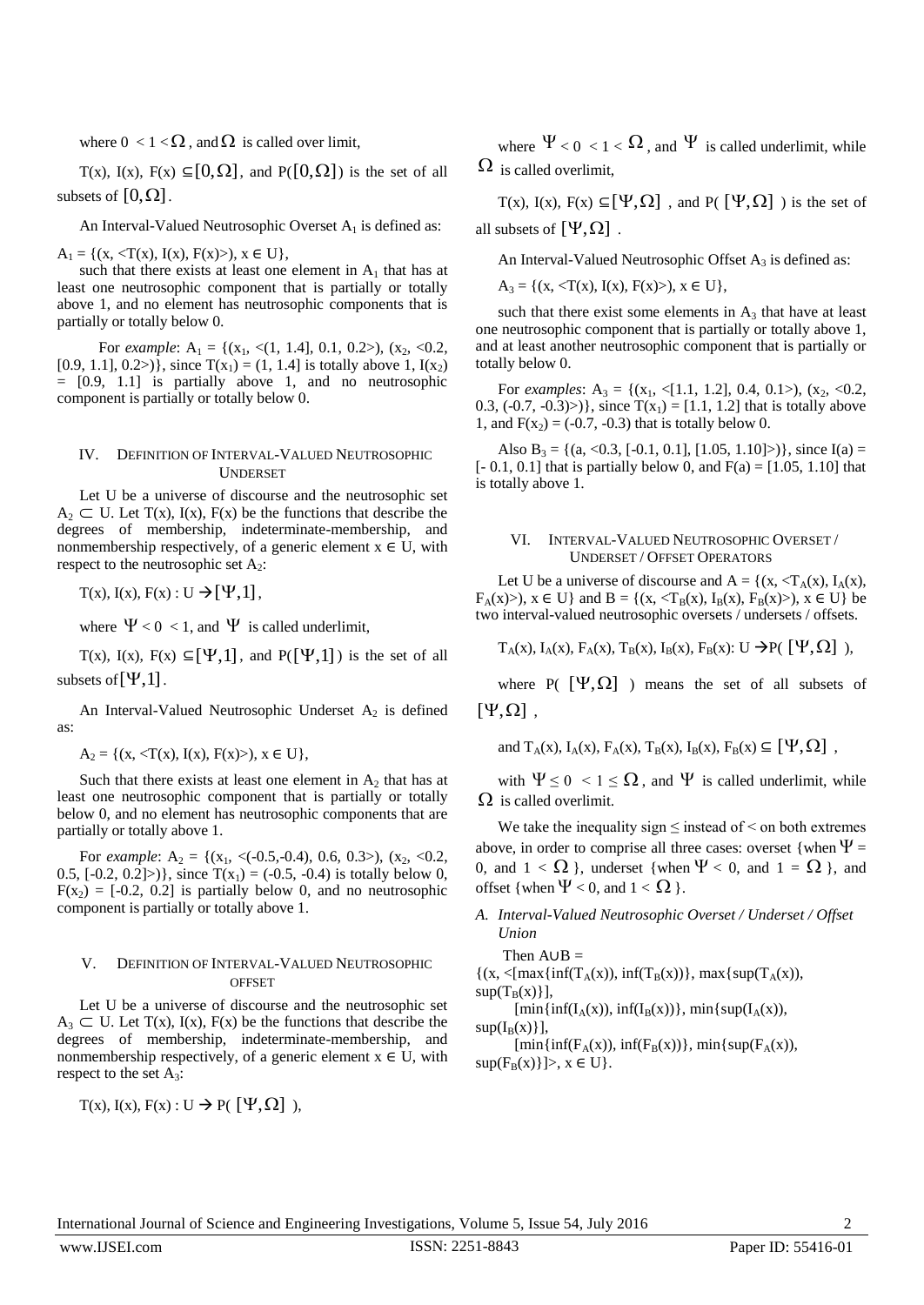where $0 < 1 < \Omega$, and $\Omega$ is called over limit,

$T(x), I(x), F(x) \subseteq [0,\Omega]$, and $P([0,\Omega])$ is the set of all subsets of $[0,\Omega]$.

An Interval-Valued Neutrosophic Overset $A_1$ is defined as:

$A_1 = \{(x, <T(x), I(x), F(x)>), x \in U\}$,

such that there exists at least one element in $A_1$ that has at least one neutrosophic component that is partially or totally above 1, and no element has neutrosophic components that is partially or totally below 0.

For *example*: $A_1 = \{(x_1, <(1, 1.4], 0.1, 0.2>), (x_2, <0.2, [0.9, 1.1], 0.2>)\}$, since $T(x_1) = (1, 1.4]$ is totally above 1, $I(x_2) = [0.9, 1.1]$ is partially above 1, and no neutrosophic component is partially or totally below 0.

## IV. Definition of Interval-Valued Neutrosophic Underset

Let U be a universe of discourse and the neutrosophic set $A_2 \subset U$. Let $T(x)$, $I(x)$, $F(x)$ be the functions that describe the degrees of membership, indeterminate-membership, and nonmembership respectively, of a generic element $x \in U$, with respect to the neutrosophic set $A_2$:

$T(x), I(x), F(x) : U \rightarrow [\Psi, 1]$,

where $\Psi < 0 < 1$, and $\Psi$ is called underlimit,

$T(x), I(x), F(x) \subseteq [\Psi, 1]$, and $P([\Psi, 1])$ is the set of all subsets of $[\Psi, 1]$.

An Interval-Valued Neutrosophic Underset $A_2$ is defined as:

$A_2 = \{(x, <T(x), I(x), F(x)>), x \in U\}$,

Such that there exists at least one element in $A_2$ that has at least one neutrosophic component that is partially or totally below 0, and no element has neutrosophic components that are partially or totally above 1.

For *example*: $A_2 = \{(x_1, <(-0.5,-0.4), 0.6, 0.3>), (x_2, <0.2, 0.5, [-0.2, 0.2]>)\}$, since $T(x_1) = (-0.5, -0.4)$ is totally below 0, $F(x_2) = [-0.2, 0.2]$ is partially below 0, and no neutrosophic component is partially or totally above 1.

## V. Definition of Interval-Valued Neutrosophic Offset

Let U be a universe of discourse and the neutrosophic set $A_3 \subset U$. Let $T(x)$, $I(x)$, $F(x)$ be the functions that describe the degrees of membership, indeterminate-membership, and nonmembership respectively, of a generic element $x \in U$, with respect to the set $A_3$:

$T(x), I(x), F(x) : U \rightarrow P([\Psi, \Omega])$,

where $\Psi < 0 < 1 < \Omega$, and $\Psi$ is called underlimit, while $\Omega$ is called overlimit,

$T(x), I(x), F(x) \subseteq [\Psi, \Omega]$, and $P([\Psi, \Omega])$ is the set of all subsets of $[\Psi, \Omega]$.

An Interval-Valued Neutrosophic Offset $A_3$ is defined as:

$A_3 = \{(x, <T(x), I(x), F(x)>), x \in U\}$,

such that there exist some elements in $A_3$ that have at least one neutrosophic component that is partially or totally above 1, and at least another neutrosophic component that is partially or totally below 0.

For *examples*: $A_3 = \{(x_1, <[1.1, 1.2], 0.4, 0.1>), (x_2, <0.2, 0.3, (-0.7, -0.3)>)\}$, since $T(x_1) = [1.1, 1.2]$ that is totally above 1, and $F(x_2) = (-0.7, -0.3)$ that is totally below 0.

Also $B_3 = \{(a, <0.3, [-0.1, 0.1], [1.05, 1.10]>)\}$, since $I(a) = [-0.1, 0.1]$ that is partially below 0, and $F(a) = [1.05, 1.10]$ that is totally above 1.

## VI. Interval-Valued Neutrosophic Overset / Underset / Offset Operators

Let U be a universe of discourse and $A = \{(x, <T_A(x), I_A(x), F_A(x)>), x \in U\}$ and $B = \{(x, <T_B(x), I_B(x), F_B(x)>), x \in U\}$ be two interval-valued neutrosophic oversets / undersets / offsets.

$T_A(x), I_A(x), F_A(x), T_B(x), I_B(x), F_B(x): U \rightarrow P([\Psi, \Omega])$,

where $P([\Psi, \Omega])$ means the set of all subsets of $[\Psi, \Omega]$,

and $T_A(x), I_A(x), F_A(x), T_B(x), I_B(x), F_B(x) \subseteq [\Psi, \Omega]$,

with $\Psi \leq 0 < 1 \leq \Omega$, and $\Psi$ is called underlimit, while $\Omega$ is called overlimit.

We take the inequality sign $\leq$ instead of $<$ on both extremes above, in order to comprise all three cases: overset {when $\Psi = 0$, and $1 < \Omega$}, underset {when $\Psi < 0$, and $1 = \Omega$}, and offset {when $\Psi < 0$, and $1 < \Omega$}.

### A. Interval-Valued Neutrosophic Overset / Underset / Offset Union

Then $A \cup B =$

$\{(x, <[\max\{\inf(T_A(x)), \inf(T_B(x))\}, \max\{\sup(T_A(x)), \sup(T_B(x))\}],$

$[\min\{\inf(I_A(x)), \inf(I_B(x))\}, \min\{\sup(I_A(x)), \sup(I_B(x))\}],$

$[\min\{\inf(F_A(x)), \inf(F_B(x))\}, \min\{\sup(F_A(x)), \sup(F_B(x))\}]>, x \in U\}$.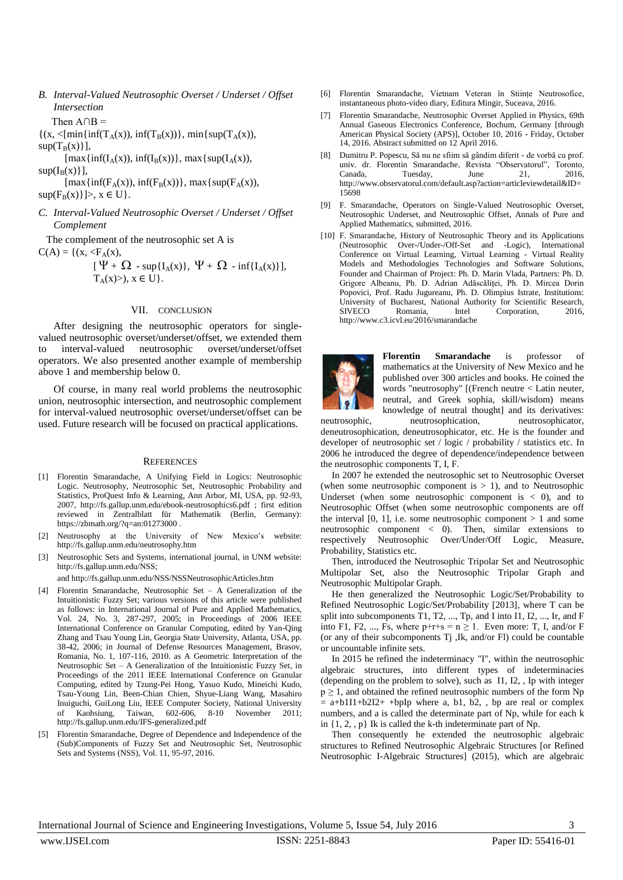### B. Interval-Valued Neutrosophic Overset / Underset / Offset Intersection

Then $A \cap B =$

$\{(x, <[\min\{\inf(T_A(x)), \inf(T_B(x))\}, \min\{\sup(T_A(x)), \sup(T_B(x)\}],$

$[\max\{\inf(I_A(x)), \inf(I_B(x))\}, \max\{\sup(I_A(x)), \sup(I_B(x)\}],$

$[\max\{\inf(F_A(x)), \inf(F_B(x))\}, \max\{\sup(F_A(x)), \sup(F_B(x)\}]>, x \in U\}.$

### C. Interval-Valued Neutrosophic Overset / Underset / Offset Complement

The complement of the neutrosophic set A is

$C(A) = \{(x, <F_A(x),$

$[\Psi + \Omega - \sup\{I_A(x)\}, \Psi + \Omega - \inf\{I_A(x)\}],$

$T_A(x)>), x \in U\}.$

## VII. CONCLUSION

After designing the neutrosophic operators for single-valued neutrosophic overset/underset/offset, we extended them to interval-valued neutrosophic overset/underset/offset operators. We also presented another example of membership above 1 and membership below 0.

Of course, in many real world problems the neutrosophic union, neutrosophic intersection, and neutrosophic complement for interval-valued neutrosophic overset/underset/offset can be used. Future research will be focused on practical applications.

## REFERENCES

[1] Florentin Smarandache, A Unifying Field in Logics: Neutrosophic Logic. Neutrosophy, Neutrosophic Set, Neutrosophic Probability and Statistics, ProQuest Info & Learning, Ann Arbor, MI, USA, pp. 92-93, 2007, http://fs.gallup.unm.edu/ebook-neutrosophics6.pdf ; first edition reviewed in Zentralblatt für Mathematik (Berlin, Germany): https://zbmath.org/?q=an:01273000 .

[2] Neutrosophy at the University of New Mexico's website: http://fs.gallup.unm.edu/neutrosophy.htm

[3] Neutrosophic Sets and Systems, international journal, in UNM website: http://fs.gallup.unm.edu/NSS; and http://fs.gallup.unm.edu/NSS/NSSNeutrosophicArticles.htm

[4] Florentin Smarandache, Neutrosophic Set – A Generalization of the Intuitionistic Fuzzy Set; various versions of this article were published as follows: in International Journal of Pure and Applied Mathematics, Vol. 24, No. 3, 287-297, 2005; in Proceedings of 2006 IEEE International Conference on Granular Computing, edited by Yan-Qing Zhang and Tsau Young Lin, Georgia State University, Atlanta, USA, pp. 38-42, 2006; in Journal of Defense Resources Management, Brasov, Romania, No. 1, 107-116, 2010. as A Geometric Interpretation of the Neutrosophic Set – A Generalization of the Intuitionistic Fuzzy Set, in Proceedings of the 2011 IEEE International Conference on Granular Computing, edited by Tzung-Pei Hong, Yasuo Kudo, Mineichi Kudo, Tsau-Young Lin, Been-Chian Chien, Shyue-Liang Wang, Masahiro Inuiguchi, GuiLong Liu, IEEE Computer Society, National University of Kaohsiung, Taiwan, 602-606, 8-10 November 2011; http://fs.gallup.unm.edu/IFS-generalized.pdf

[5] Florentin Smarandache, Degree of Dependence and Independence of the (Sub)Components of Fuzzy Set and Neutrosophic Set, Neutrosophic Sets and Systems (NSS), Vol. 11, 95-97, 2016.

[6] Florentin Smarandache, Vietnam Veteran în Stiințe Neutrosofice, instantaneous photo-video diary, Editura Mingir, Suceava, 2016.

[7] Florentin Smarandache, Neutrosophic Overset Applied in Physics, 69th Annual Gaseous Electronics Conference, Bochum, Germany [through American Physical Society (APS)], October 10, 2016 - Friday, October 14, 2016. Abstract submitted on 12 April 2016.

[8] Dumitru P. Popescu, Să nu ne sfiim să gândim diferit - de vorbă cu prof. univ. dr. Florentin Smarandache, Revista "Observatorul", Toronto, Canada, Tuesday, June 21, 2016, http://www.observatorul.com/default.asp?action=articleviewdetail&ID=15698

[9] F. Smarandache, Operators on Single-Valued Neutrosophic Overset, Neutrosophic Underset, and Neutrosophic Offset, Annals of Pure and Applied Mathematics, submitted, 2016.

[10] F. Smarandache, History of Neutrosophic Theory and its Applications (Neutrosophic Over-/Under-/Off-Set and -Logic), International Conference on Virtual Learning, Virtual Learning - Virtual Reality Models and Methodologies Technologies and Software Solutions, Founder and Chairman of Project: Ph. D. Marin Vlada, Partners: Ph. D. Grigore Albeanu, Ph. D. Adrian Adăscăliței, Ph. D. Mircea Dorin Popovici, Prof. Radu Jugureanu, Ph. D. Olimpius Istrate, Institutions: University of Bucharest, National Authority for Scientific Research, SIVECO Romania, Intel Corporation, 2016, http://www.c3.icvl.eu/2016/smarandache

**Florentin Smarandache** is professor of mathematics at the University of New Mexico and he published over 300 articles and books. He coined the words "neutrosophy" [(French neutre < Latin neuter, neutral, and Greek sophia, skill/wisdom) means knowledge of neutral thought] and its derivatives: neutrosophic, neutrosophication, neutrosophicator, deneutrosophication, deneutrosophicator, etc. He is the founder and developer of neutrosophic set / logic / probability / statistics etc. In 2006 he introduced the degree of dependence/independence between the neutrosophic components T, I, F.

In 2007 he extended the neutrosophic set to Neutrosophic Overset (when some neutrosophic component is > 1), and to Neutrosophic Underset (when some neutrosophic component is < 0), and to Neutrosophic Offset (when some neutrosophic components are off the interval [0, 1], i.e. some neutrosophic component > 1 and some neutrosophic component < 0). Then, similar extensions to respectively Neutrosophic Over/Under/Off Logic, Measure, Probability, Statistics etc.

Then, introduced the Neutrosophic Tripolar Set and Neutrosophic Multipolar Set, also the Neutrosophic Tripolar Graph and Neutrosophic Multipolar Graph.

He then generalized the Neutrosophic Logic/Set/Probability to Refined Neutrosophic Logic/Set/Probability [2013], where T can be split into subcomponents T1, T2, ..., Tp, and I into I1, I2, ..., Ir, and F into F1, F2, ..., Fs, where p+r+s = n ≥ 1. Even more: T, I, and/or F (or any of their subcomponents Tj ,Ik, and/or Fl) could be countable or uncountable infinite sets.

In 2015 he refined the indeterminacy "I", within the neutrosophic algebraic structures, into different types of indeterminacies (depending on the problem to solve), such as I1, I2, , Ip with integer p ≥ 1, and obtained the refined neutrosophic numbers of the form Np = a+b1I1+b2I2+ +bpIp where a, b1, b2, , bp are real or complex numbers, and a is called the determinate part of Np, while for each k in {1, 2, , p} Ik is called the k-th indeterminate part of Np.

Then consequently he extended the neutrosophic algebraic structures to Refined Neutrosophic Algebraic Structures [or Refined Neutrosophic I-Algebraic Structures] (2015), which are algebraic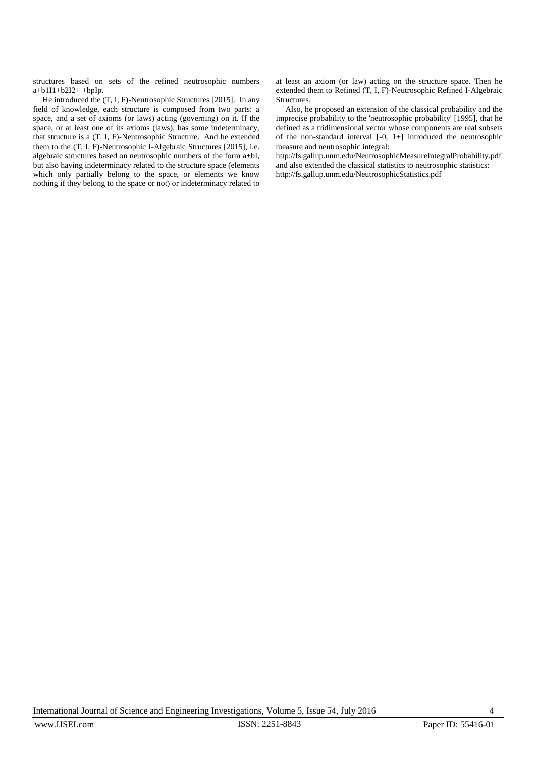structures based on sets of the refined neutrosophic numbers $a+b1I1+b2I2+ +bpIp$.

He introduced the (T, I, F)-Neutrosophic Structures [2015]. In any field of knowledge, each structure is composed from two parts: a space, and a set of axioms (or laws) acting (governing) on it. If the space, or at least one of its axioms (laws), has some indeterminacy, that structure is a (T, I, F)-Neutrosophic Structure. And he extended them to the (T, I, F)-Neutrosophic I-Algebraic Structures [2015], i.e. algebraic structures based on neutrosophic numbers of the form a+bI, but also having indeterminacy related to the structure space (elements which only partially belong to the space, or elements we know nothing if they belong to the space or not) or indeterminacy related to at least an axiom (or law) acting on the structure space. Then he extended them to Refined (T, I, F)-Neutrosophic Refined I-Algebraic Structures.

Also, he proposed an extension of the classical probability and the imprecise probability to the 'neutrosophic probability' [1995], that he defined as a tridimensional vector whose components are real subsets of the non-standard interval [-0, 1+] introduced the neutrosophic measure and neutrosophic integral:

http://fs.gallup.unm.edu/NeutrosophicMeasureIntegralProbability.pdf

and also extended the classical statistics to neutrosophic statistics:

http://fs.gallup.unm.edu/NeutrosophicStatistics.pdf